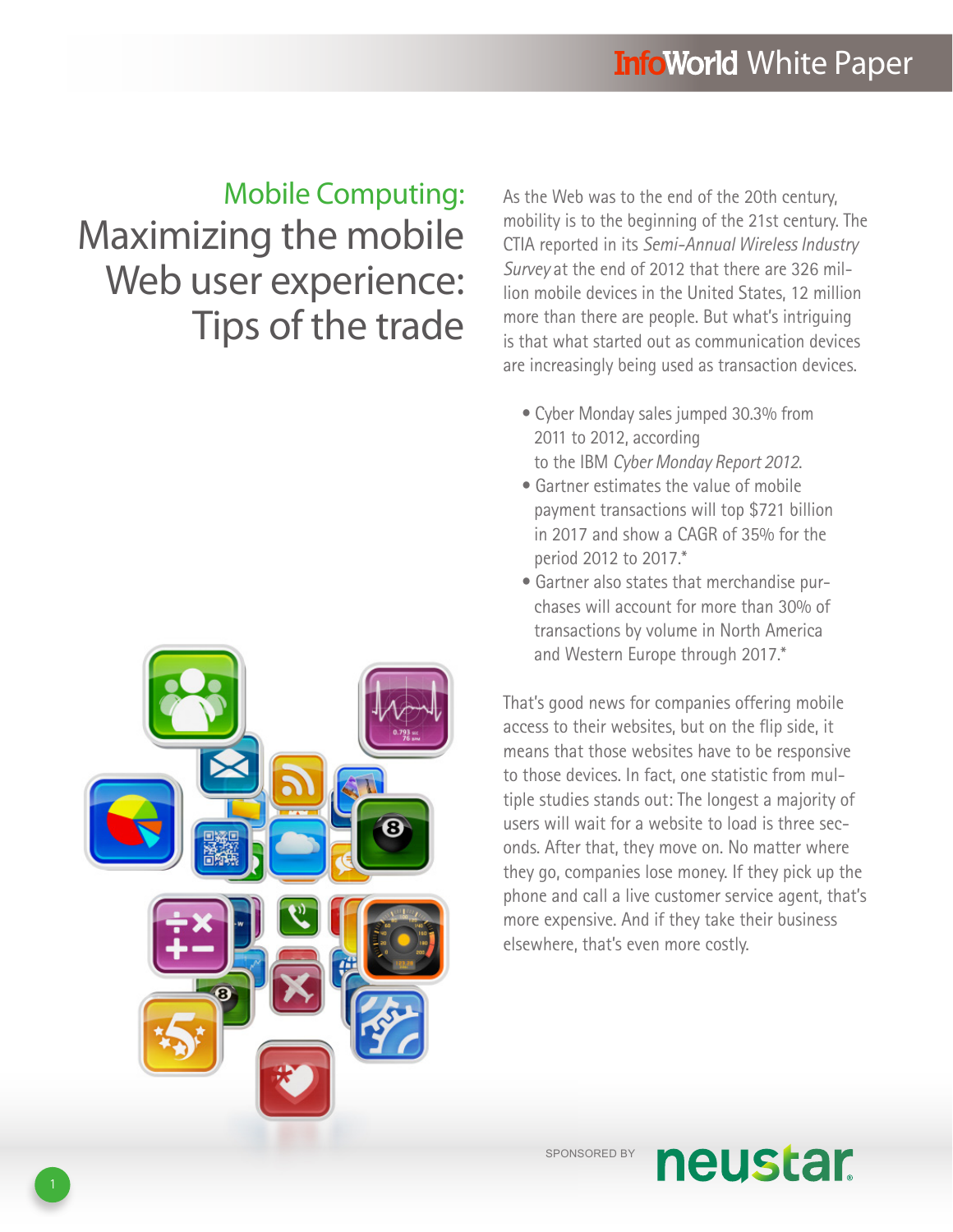# Mobile Computing: Maximizing the mobile Web user experience: Tips of the trade

As the Web was to the end of the 20th century, mobility is to the beginning of the 21st century. The CTIA reported in its *Semi-Annual Wireless Industry Survey* at the end of 2012 that there are 326 million mobile devices in the United States, 12 million more than there are people. But what's intriguing is that what started out as communication devices are increasingly being used as transaction devices.

- Cyber Monday sales jumped 30.3% from 2011 to 2012, according to the IBM *Cyber Monday Report 2012.*
- Gartner estimates the value of mobile payment transactions will top $721 billion in 2017 and show a CAGR of 35% for the period 2012 to 2017.*
- Gartner also states that merchandise purchases will account for more than 30% of transactions by volume in North America and Western Europe through 2017.*

That's good news for companies offering mobile access to their websites, but on the flip side, it means that those websites have to be responsive to those devices. In fact, one statistic from multiple studies stands out: The longest a majority of users will wait for a website to load is three seconds. After that, they move on. No matter where they go, companies lose money. If they pick up the phone and call a live customer service agent, that's more expensive. And if they take their business elsewhere, that's even more costly.

SPONSORED BY neustar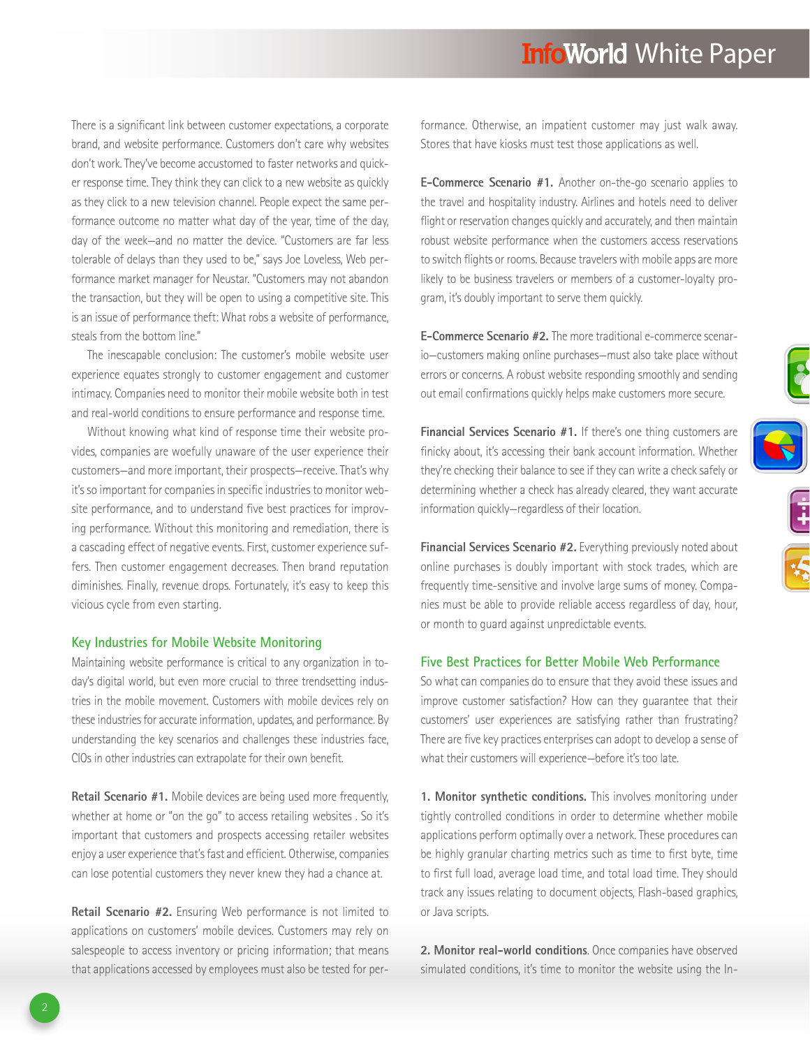There is a significant link between customer expectations, a corporate brand, and website performance. Customers don't care why websites don't work. They've become accustomed to faster networks and quicker response time. They think they can click to a new website as quickly as they click to a new television channel. People expect the same performance outcome no matter what day of the year, time of the day, day of the week—and no matter the device. "Customers are far less tolerable of delays than they used to be," says Joe Loveless, Web performance market manager for Neustar. "Customers may not abandon the transaction, but they will be open to using a competitive site. This is an issue of performance theft: What robs a website of performance, steals from the bottom line."

The inescapable conclusion: The customer's mobile website user experience equates strongly to customer engagement and customer intimacy. Companies need to monitor their mobile website both in test and real-world conditions to ensure performance and response time.

Without knowing what kind of response time their website provides, companies are woefully unaware of the user experience their customers—and more important, their prospects—receive. That's why it's so important for companies in specific industries to monitor website performance, and to understand five best practices for improving performance. Without this monitoring and remediation, there is a cascading effect of negative events. First, customer experience suffers. Then customer engagement decreases. Then brand reputation diminishes. Finally, revenue drops. Fortunately, it's easy to keep this vicious cycle from even starting.

## Key Industries for Mobile Website Monitoring

Maintaining website performance is critical to any organization in today's digital world, but even more crucial to three trendsetting industries in the mobile movement. Customers with mobile devices rely on these industries for accurate information, updates, and performance. By understanding the key scenarios and challenges these industries face, CIOs in other industries can extrapolate for their own benefit.

**Retail Scenario #1.** Mobile devices are being used more frequently, whether at home or "on the go" to access retailing websites . So it's important that customers and prospects accessing retailer websites enjoy a user experience that's fast and efficient. Otherwise, companies can lose potential customers they never knew they had a chance at.

**Retail Scenario #2.** Ensuring Web performance is not limited to applications on customers' mobile devices. Customers may rely on salespeople to access inventory or pricing information; that means that applications accessed by employees must also be tested for performance. Otherwise, an impatient customer may just walk away. Stores that have kiosks must test those applications as well.

**E-Commerce Scenario #1.** Another on-the-go scenario applies to the travel and hospitality industry. Airlines and hotels need to deliver flight or reservation changes quickly and accurately, and then maintain robust website performance when the customers access reservations to switch flights or rooms. Because travelers with mobile apps are more likely to be business travelers or members of a customer-loyalty program, it's doubly important to serve them quickly.

**E-Commerce Scenario #2.** The more traditional e-commerce scenario—customers making online purchases—must also take place without errors or concerns. A robust website responding smoothly and sending out email confirmations quickly helps make customers more secure.

**Financial Services Scenario #1.** If there's one thing customers are finicky about, it's accessing their bank account information. Whether they're checking their balance to see if they can write a check safely or determining whether a check has already cleared, they want accurate information quickly—regardless of their location.

**Financial Services Scenario #2.** Everything previously noted about online purchases is doubly important with stock trades, which are frequently time-sensitive and involve large sums of money. Companies must be able to provide reliable access regardless of day, hour, or month to guard against unpredictable events.

## Five Best Practices for Better Mobile Web Performance

So what can companies do to ensure that they avoid these issues and improve customer satisfaction? How can they guarantee that their customers' user experiences are satisfying rather than frustrating? There are five key practices enterprises can adopt to develop a sense of what their customers will experience—before it's too late.

**1. Monitor synthetic conditions.** This involves monitoring under tightly controlled conditions in order to determine whether mobile applications perform optimally over a network. These procedures can be highly granular charting metrics such as time to first byte, time to first full load, average load time, and total load time. They should track any issues relating to document objects, Flash-based graphics, or Java scripts.

**2. Monitor real-world conditions**. Once companies have observed simulated conditions, it's time to monitor the website using the In-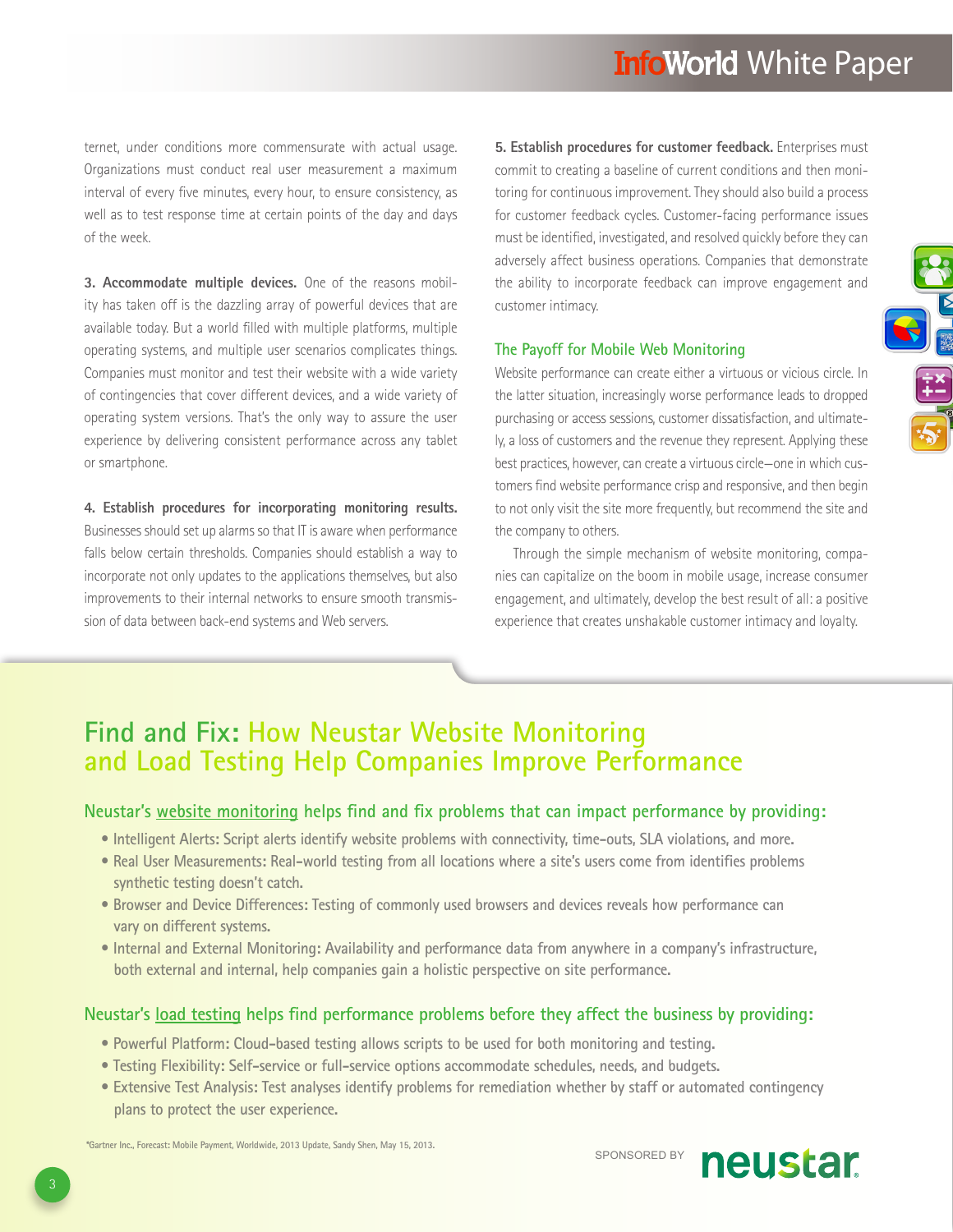ternet, under conditions more commensurate with actual usage. Organizations must conduct real user measurement a maximum interval of every five minutes, every hour, to ensure consistency, as well as to test response time at certain points of the day and days of the week.

**3. Accommodate multiple devices.** One of the reasons mobility has taken off is the dazzling array of powerful devices that are available today. But a world filled with multiple platforms, multiple operating systems, and multiple user scenarios complicates things. Companies must monitor and test their website with a wide variety of contingencies that cover different devices, and a wide variety of operating system versions. That's the only way to assure the user experience by delivering consistent performance across any tablet or smartphone.

**4. Establish procedures for incorporating monitoring results.** Businesses should set up alarms so that IT is aware when performance falls below certain thresholds. Companies should establish a way to incorporate not only updates to the applications themselves, but also improvements to their internal networks to ensure smooth transmission of data between back-end systems and Web servers.

**5. Establish procedures for customer feedback.** Enterprises must commit to creating a baseline of current conditions and then monitoring for continuous improvement. They should also build a process for customer feedback cycles. Customer-facing performance issues must be identified, investigated, and resolved quickly before they can adversely affect business operations. Companies that demonstrate the ability to incorporate feedback can improve engagement and customer intimacy.

## The Payoff for Mobile Web Monitoring

Website performance can create either a virtuous or vicious circle. In the latter situation, increasingly worse performance leads to dropped purchasing or access sessions, customer dissatisfaction, and ultimately, a loss of customers and the revenue they represent. Applying these best practices, however, can create a virtuous circle—one in which customers find website performance crisp and responsive, and then begin to not only visit the site more frequently, but recommend the site and the company to others.

Through the simple mechanism of website monitoring, companies can capitalize on the boom in mobile usage, increase consumer engagement, and ultimately, develop the best result of all: a positive experience that creates unshakable customer intimacy and loyalty.

# Find and Fix: How Neustar Website Monitoring and Load Testing Help Companies Improve Performance

### Neustar's website monitoring helps find and fix problems that can impact performance by providing:

- Intelligent Alerts: Script alerts identify website problems with connectivity, time-outs, SLA violations, and more.
- Real User Measurements: Real-world testing from all locations where a site's users come from identifies problems synthetic testing doesn't catch.
- Browser and Device Differences: Testing of commonly used browsers and devices reveals how performance can vary on different systems.
- Internal and External Monitoring: Availability and performance data from anywhere in a company's infrastructure, both external and internal, help companies gain a holistic perspective on site performance.

### Neustar's load testing helps find performance problems before they affect the business by providing:

- Powerful Platform: Cloud-based testing allows scripts to be used for both monitoring and testing.
- Testing Flexibility: Self-service or full-service options accommodate schedules, needs, and budgets.
- Extensive Test Analysis: Test analyses identify problems for remediation whether by staff or automated contingency plans to protect the user experience.

*Gartner Inc., Forecast: Mobile Payment, Worldwide, 2013 Update, Sandy Shen, May 15, 2013.

SPONSORED BY neustar